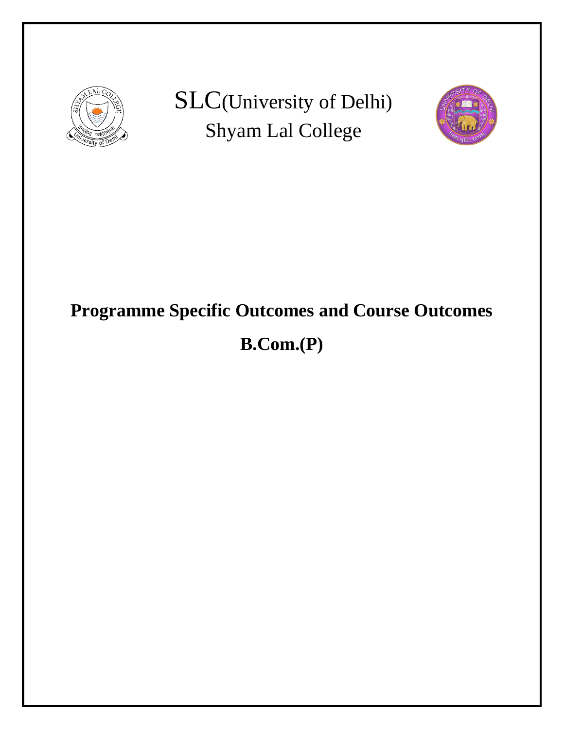# SLC(University of Delhi)
## Shyam Lal College

# Programme Specific Outcomes and Course Outcomes

# B.Com.(P)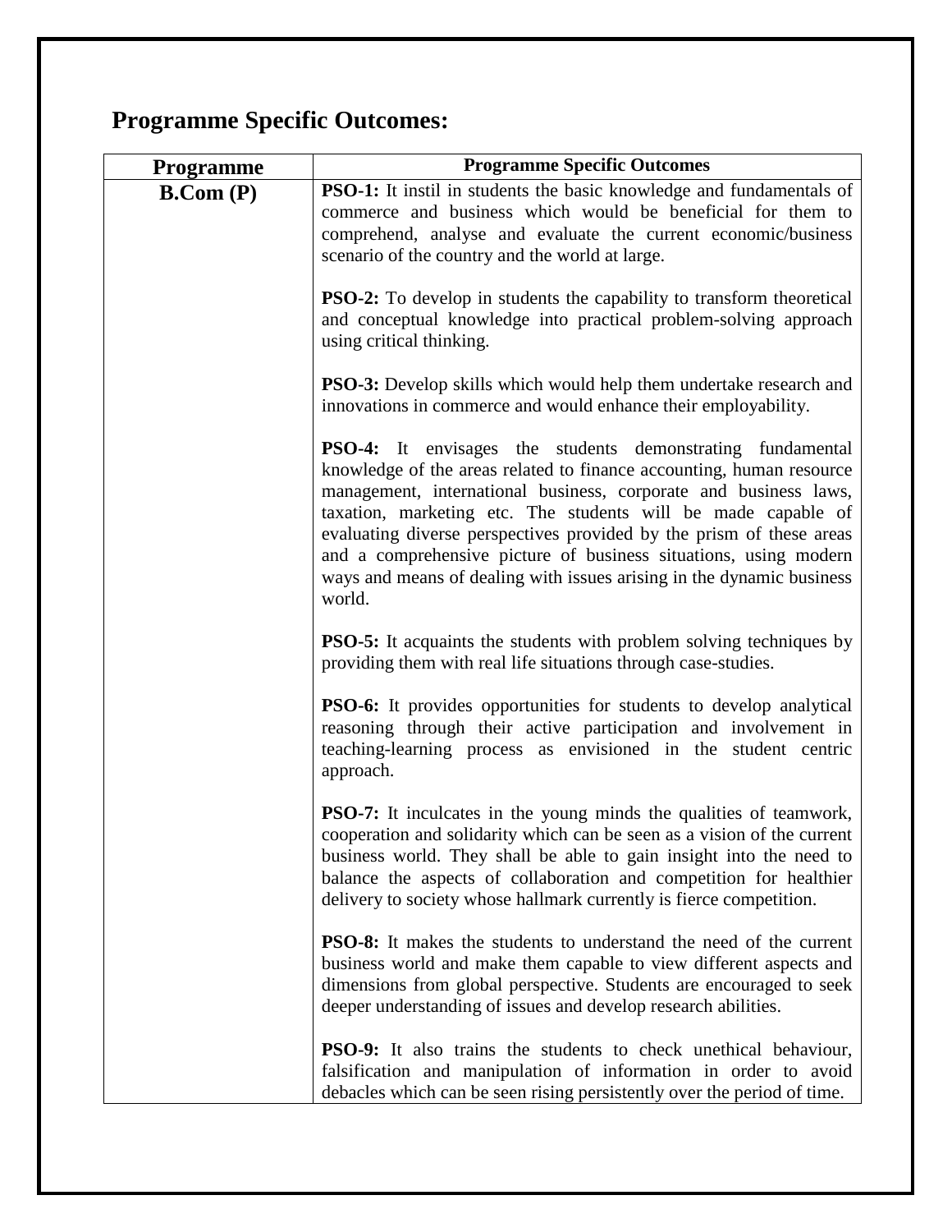## Programme Specific Outcomes:

| Programme | Programme Specific Outcomes |
|---|---|
| **B.Com (P)** | **PSO-1:** It instil in students the basic knowledge and fundamentals of commerce and business which would be beneficial for them to comprehend, analyse and evaluate the current economic/business scenario of the country and the world at large.<br><br>**PSO-2:** To develop in students the capability to transform theoretical and conceptual knowledge into practical problem-solving approach using critical thinking.<br><br>**PSO-3:** Develop skills which would help them undertake research and innovations in commerce and would enhance their employability.<br><br>**PSO-4:** It envisages the students demonstrating fundamental knowledge of the areas related to finance accounting, human resource management, international business, corporate and business laws, taxation, marketing etc. The students will be made capable of evaluating diverse perspectives provided by the prism of these areas and a comprehensive picture of business situations, using modern ways and means of dealing with issues arising in the dynamic business world.<br><br>**PSO-5:** It acquaints the students with problem solving techniques by providing them with real life situations through case-studies.<br><br>**PSO-6:** It provides opportunities for students to develop analytical reasoning through their active participation and involvement in teaching-learning process as envisioned in the student centric approach.<br><br>**PSO-7:** It inculcates in the young minds the qualities of teamwork, cooperation and solidarity which can be seen as a vision of the current business world. They shall be able to gain insight into the need to balance the aspects of collaboration and competition for healthier delivery to society whose hallmark currently is fierce competition.<br><br>**PSO-8:** It makes the students to understand the need of the current business world and make them capable to view different aspects and dimensions from global perspective. Students are encouraged to seek deeper understanding of issues and develop research abilities.<br><br>**PSO-9:** It also trains the students to check unethical behaviour, falsification and manipulation of information in order to avoid debacles which can be seen rising persistently over the period of time. |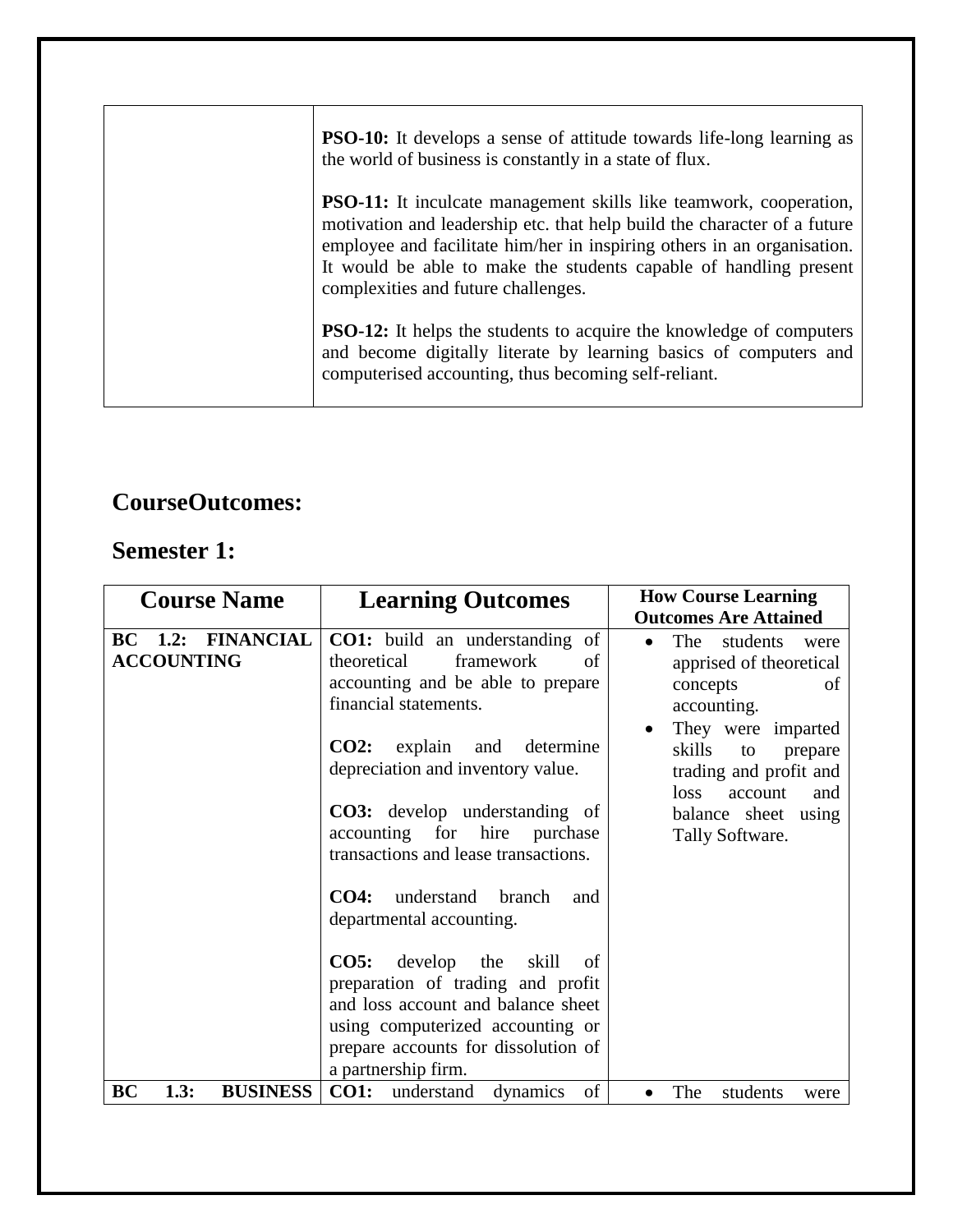| | **PSO-10:** It develops a sense of attitude towards life-long learning as the world of business is constantly in a state of flux.<br><br>**PSO-11:** It inculcate management skills like teamwork, cooperation, motivation and leadership etc. that help build the character of a future employee and facilitate him/her in inspiring others in an organisation. It would be able to make the students capable of handling present complexities and future challenges.<br><br>**PSO-12:** It helps the students to acquire the knowledge of computers and become digitally literate by learning basics of computers and computerised accounting, thus becoming self-reliant. |
|---|---|

## CourseOutcomes:

## Semester 1:

| Course Name | Learning Outcomes | How Course Learning Outcomes Are Attained |
|---|---|---|
| **BC 1.2: FINANCIAL ACCOUNTING** | **CO1:** build an understanding of theoretical framework of accounting and be able to prepare financial statements.<br><br>**CO2:** explain and determine depreciation and inventory value.<br><br>**CO3:** develop understanding of accounting for hire purchase transactions and lease transactions.<br><br>**CO4:** understand branch and departmental accounting.<br><br>**CO5:** develop the skill of preparation of trading and profit and loss account and balance sheet using computerized accounting or prepare accounts for dissolution of a partnership firm. | • The students were apprised of theoretical concepts of accounting.<br>• They were imparted skills to prepare trading and profit and loss account and balance sheet using Tally Software. |
| **BC 1.3: BUSINESS** | **CO1:** understand dynamics of | • The students were |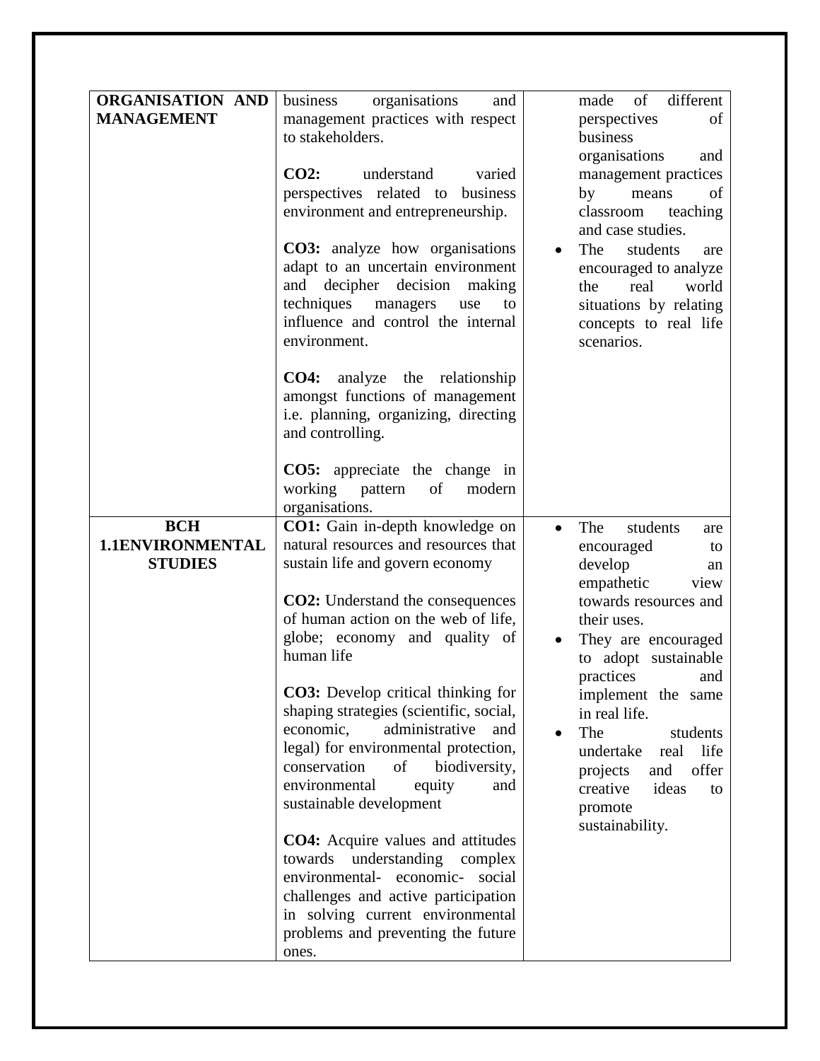| | | |
|---|---|---|
| **ORGANISATION AND MANAGEMENT** | business organisations and management practices with respect to stakeholders.<br><br>**CO2:** understand varied perspectives related to business environment and entrepreneurship.<br><br>**CO3:** analyze how organisations adapt to an uncertain environment and decipher decision making techniques managers use to influence and control the internal environment.<br><br>**CO4:** analyze the relationship amongst functions of management i.e. planning, organizing, directing and controlling.<br><br>**CO5:** appreciate the change in working pattern of modern organisations. | made of different perspectives of business organisations and management practices by means of classroom teaching and case studies.<br>• The students are encouraged to analyze the real world situations by relating concepts to real life scenarios. |
| **BCH 1.1ENVIRONMENTAL STUDIES** | **CO1:** Gain in-depth knowledge on natural resources and resources that sustain life and govern economy<br><br>**CO2:** Understand the consequences of human action on the web of life, globe; economy and quality of human life<br><br>**CO3:** Develop critical thinking for shaping strategies (scientific, social, economic, administrative and legal) for environmental protection, conservation of biodiversity, environmental equity and sustainable development<br><br>**CO4:** Acquire values and attitudes towards understanding complex environmental- economic- social challenges and active participation in solving current environmental problems and preventing the future ones. | • The students are encouraged to develop an empathetic view towards resources and their uses.<br>• They are encouraged to adopt sustainable practices and implement the same in real life.<br>• The students undertake real life projects and offer creative ideas to promote sustainability. |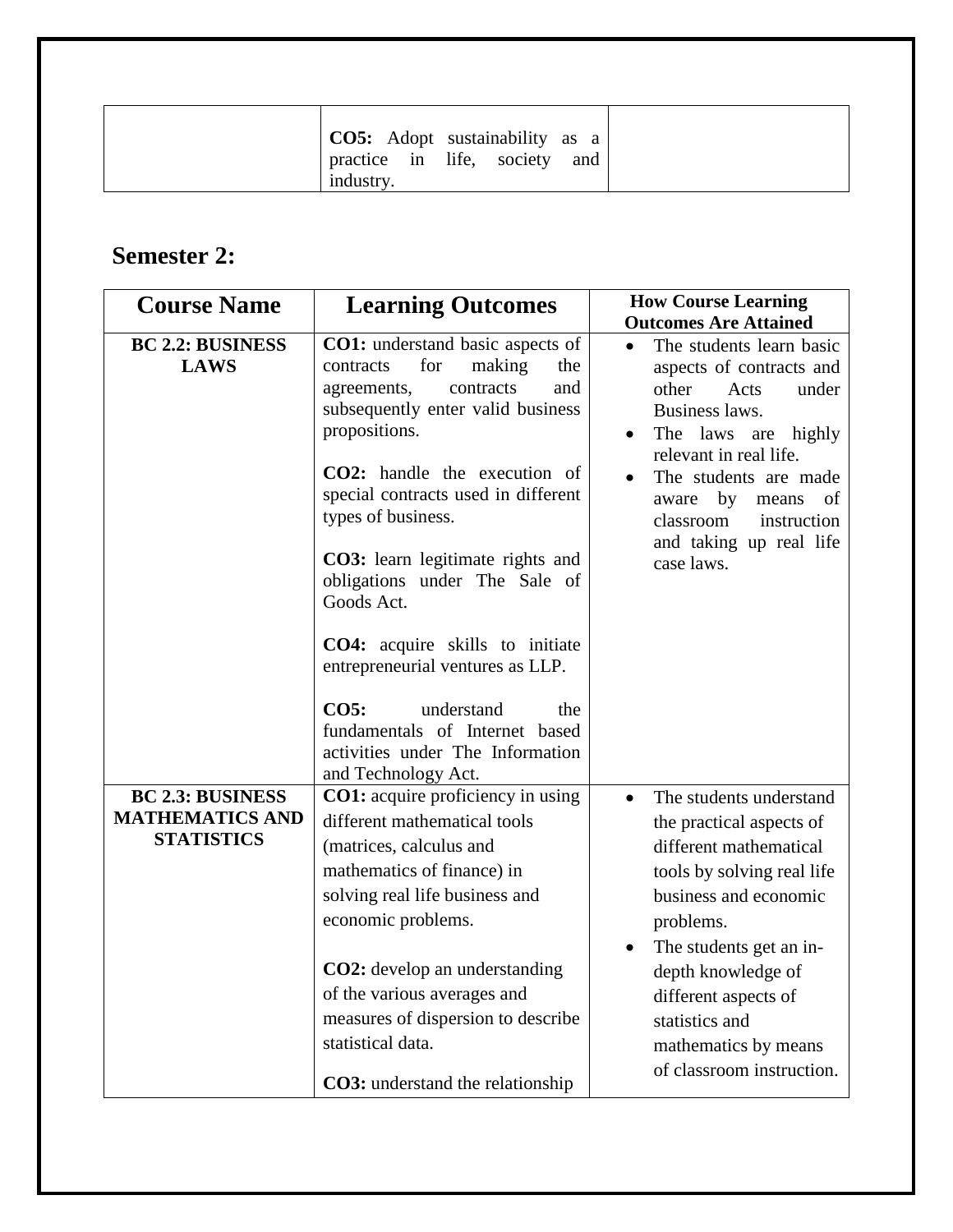| | | |
|---|---|---|
| | **CO5:** Adopt sustainability as a practice in life, society and industry. | |

## Semester 2:

| Course Name | Learning Outcomes | How Course Learning Outcomes Are Attained |
|---|---|---|
| **BC 2.2: BUSINESS LAWS** | **CO1:** understand basic aspects of contracts for making the agreements, contracts and subsequently enter valid business propositions.<br><br>**CO2:** handle the execution of special contracts used in different types of business.<br><br>**CO3:** learn legitimate rights and obligations under The Sale of Goods Act.<br><br>**CO4:** acquire skills to initiate entrepreneurial ventures as LLP.<br><br>**CO5:** understand the fundamentals of Internet based activities under The Information and Technology Act. | • The students learn basic aspects of contracts and other Acts under Business laws.<br>• The laws are highly relevant in real life.<br>• The students are made aware by means of classroom instruction and taking up real life case laws. |
| **BC 2.3: BUSINESS MATHEMATICS AND STATISTICS** | **CO1:** acquire proficiency in using different mathematical tools (matrices, calculus and mathematics of finance) in solving real life business and economic problems.<br><br>**CO2:** develop an understanding of the various averages and measures of dispersion to describe statistical data.<br><br>**CO3:** understand the relationship | • The students understand the practical aspects of different mathematical tools by solving real life business and economic problems.<br>• The students get an in-depth knowledge of different aspects of statistics and mathematics by means of classroom instruction. |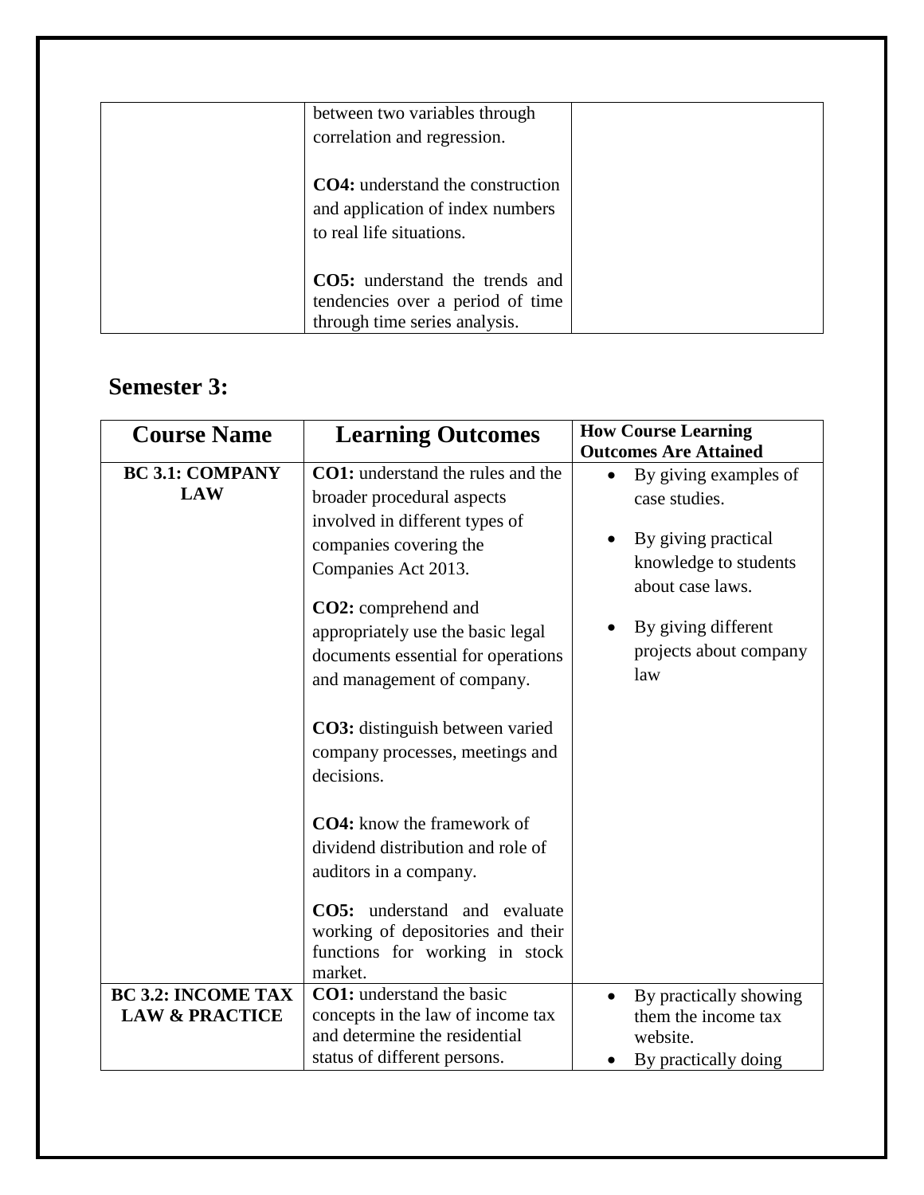| | | |
|---|---|---|
| | between two variables through correlation and regression.<br><br>**CO4:** understand the construction and application of index numbers to real life situations.<br><br>**CO5:** understand the trends and tendencies over a period of time through time series analysis. | |

## Semester 3:

| Course Name | Learning Outcomes | How Course Learning Outcomes Are Attained |
|---|---|---|
| **BC 3.1: COMPANY LAW** | **CO1:** understand the rules and the broader procedural aspects involved in different types of companies covering the Companies Act 2013.<br><br>**CO2:** comprehend and appropriately use the basic legal documents essential for operations and management of company.<br><br>**CO3:** distinguish between varied company processes, meetings and decisions.<br><br>**CO4:** know the framework of dividend distribution and role of auditors in a company.<br><br>**CO5:** understand and evaluate working of depositories and their functions for working in stock market. | • By giving examples of case studies.<br><br>• By giving practical knowledge to students about case laws.<br><br>• By giving different projects about company law |
| **BC 3.2: INCOME TAX LAW & PRACTICE** | **CO1:** understand the basic concepts in the law of income tax and determine the residential status of different persons. | • By practically showing them the income tax website.<br>• By practically doing |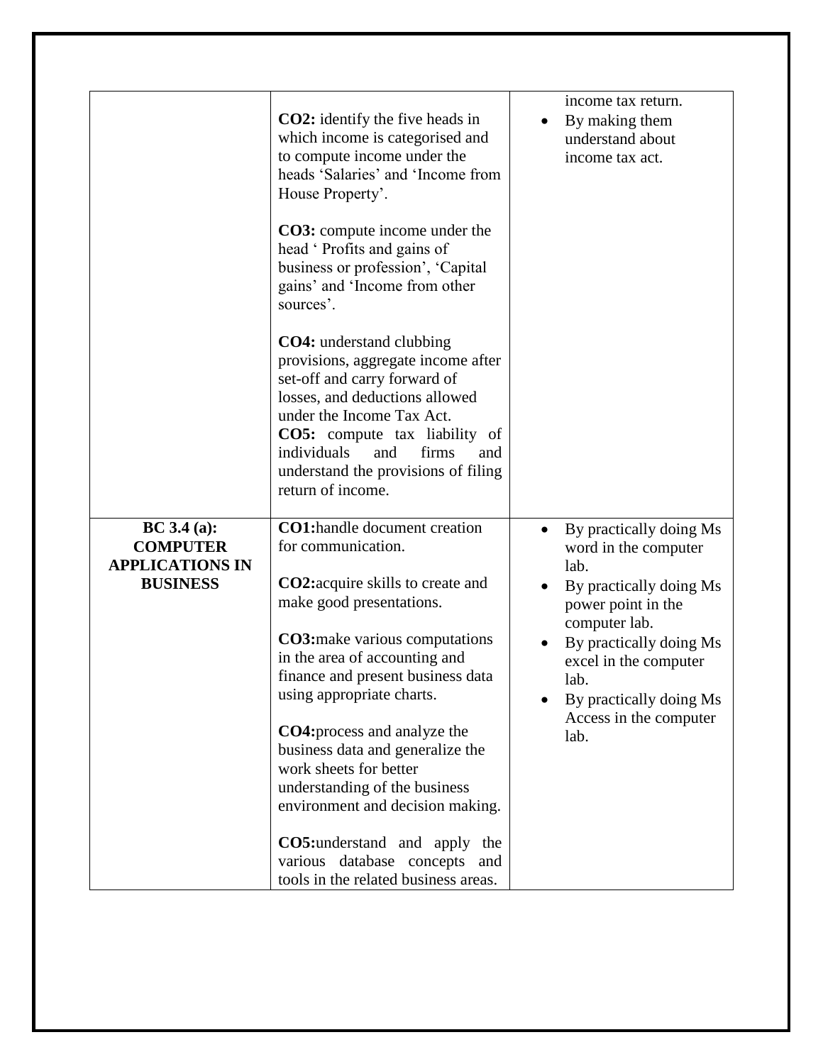| | | |
|---|---|---|
| | **CO2:** identify the five heads in which income is categorised and to compute income under the heads 'Salaries' and 'Income from House Property'.<br><br>**CO3:** compute income under the head ' Profits and gains of business or profession', 'Capital gains' and 'Income from other sources'.<br><br>**CO4:** understand clubbing provisions, aggregate income after set-off and carry forward of losses, and deductions allowed under the Income Tax Act.<br>**CO5:** compute tax liability of individuals and firms and understand the provisions of filing return of income. | income tax return.<br>• By making them understand about income tax act. |
| **BC 3.4 (a): COMPUTER APPLICATIONS IN BUSINESS** | **CO1:**handle document creation for communication.<br><br>**CO2:**acquire skills to create and make good presentations.<br><br>**CO3:**make various computations in the area of accounting and finance and present business data using appropriate charts.<br><br>**CO4:**process and analyze the business data and generalize the work sheets for better understanding of the business environment and decision making.<br><br>**CO5:**understand and apply the various database concepts and tools in the related business areas. | • By practically doing Ms word in the computer lab.<br>• By practically doing Ms power point in the computer lab.<br>• By practically doing Ms excel in the computer lab.<br>• By practically doing Ms Access in the computer lab. |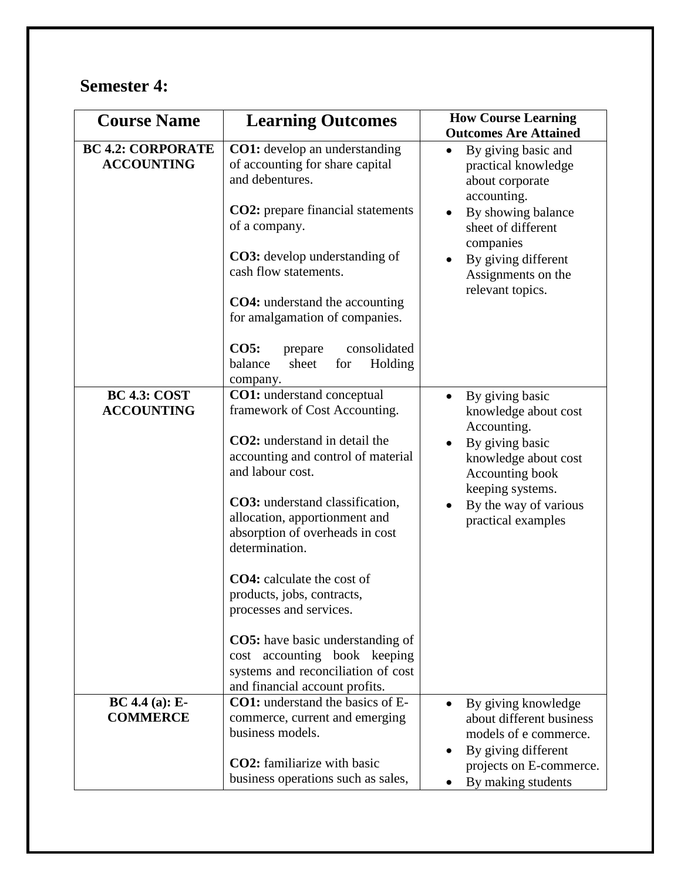## Semester 4:

| Course Name | Learning Outcomes | How Course Learning Outcomes Are Attained |
|---|---|---|
| **BC 4.2: CORPORATE ACCOUNTING** | **CO1:** develop an understanding of accounting for share capital and debentures.<br><br>**CO2:** prepare financial statements of a company.<br><br>**CO3:** develop understanding of cash flow statements.<br><br>**CO4:** understand the accounting for amalgamation of companies.<br><br>**CO5:** prepare consolidated balance sheet for Holding company. | • By giving basic and practical knowledge about corporate accounting.<br>• By showing balance sheet of different companies<br>• By giving different Assignments on the relevant topics. |
| **BC 4.3: COST ACCOUNTING** | **CO1:** understand conceptual framework of Cost Accounting.<br><br>**CO2:** understand in detail the accounting and control of material and labour cost.<br><br>**CO3:** understand classification, allocation, apportionment and absorption of overheads in cost determination.<br><br>**CO4:** calculate the cost of products, jobs, contracts, processes and services.<br><br>**CO5:** have basic understanding of cost accounting book keeping systems and reconciliation of cost and financial account profits. | • By giving basic knowledge about cost Accounting.<br>• By giving basic knowledge about cost Accounting book keeping systems.<br>• By the way of various practical examples |
| **BC 4.4 (a): E-COMMERCE** | **CO1:** understand the basics of E-commerce, current and emerging business models.<br><br>**CO2:** familiarize with basic business operations such as sales, | • By giving knowledge about different business models of e commerce.<br>• By giving different projects on E-commerce.<br>• By making students |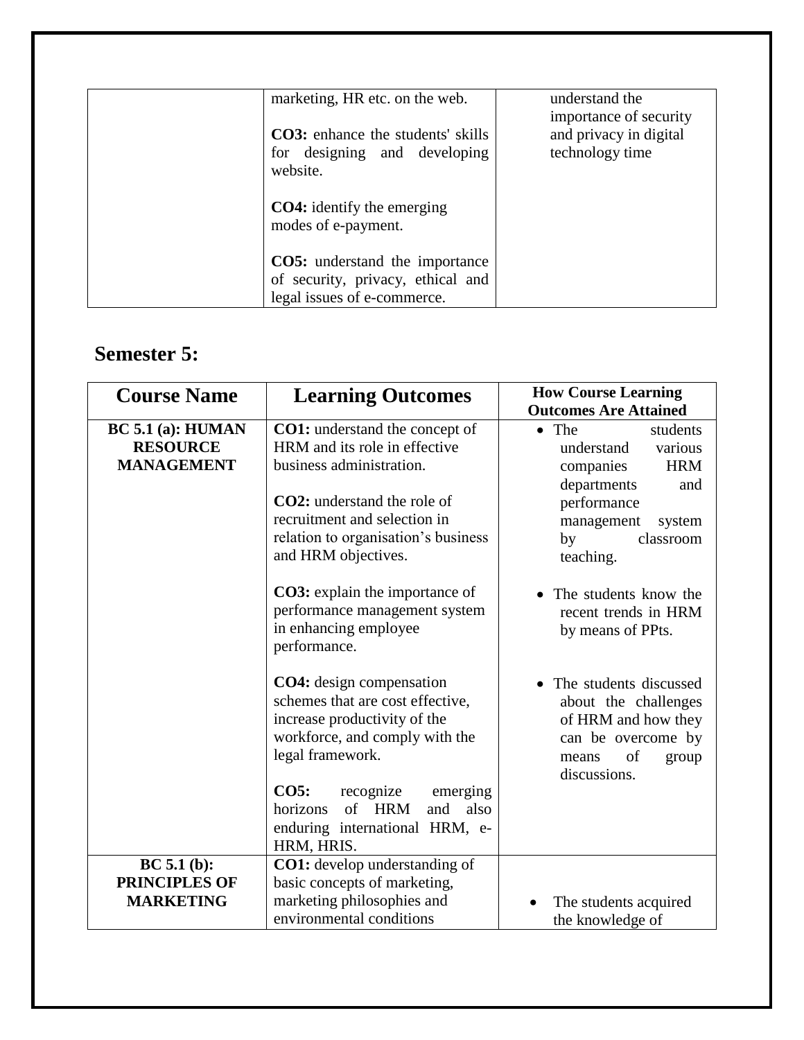| | | |
|---|---|---|
| | marketing, HR etc. on the web.<br><br>**CO3:** enhance the students' skills for designing and developing website.<br><br>**CO4:** identify the emerging modes of e-payment.<br><br>**CO5:** understand the importance of security, privacy, ethical and legal issues of e-commerce. | understand the importance of security and privacy in digital technology time |

## Semester 5:

| Course Name | Learning Outcomes | How Course Learning Outcomes Are Attained |
|---|---|---|
| **BC 5.1 (a): HUMAN RESOURCE MANAGEMENT** | **CO1:** understand the concept of HRM and its role in effective business administration.<br><br>**CO2:** understand the role of recruitment and selection in relation to organisation's business and HRM objectives.<br><br>**CO3:** explain the importance of performance management system in enhancing employee performance.<br><br>**CO4:** design compensation schemes that are cost effective, increase productivity of the workforce, and comply with the legal framework.<br><br>**CO5:** recognize emerging horizons of HRM and also enduring international HRM, e-HRM, HRIS. | • The students understand various companies HRM departments and performance management system by classroom teaching.<br><br>• The students know the recent trends in HRM by means of PPts.<br><br>• The students discussed about the challenges of HRM and how they can be overcome by means of group discussions. |
| **BC 5.1 (b): PRINCIPLES OF MARKETING** | **CO1:** develop understanding of basic concepts of marketing, marketing philosophies and environmental conditions | • The students acquired the knowledge of |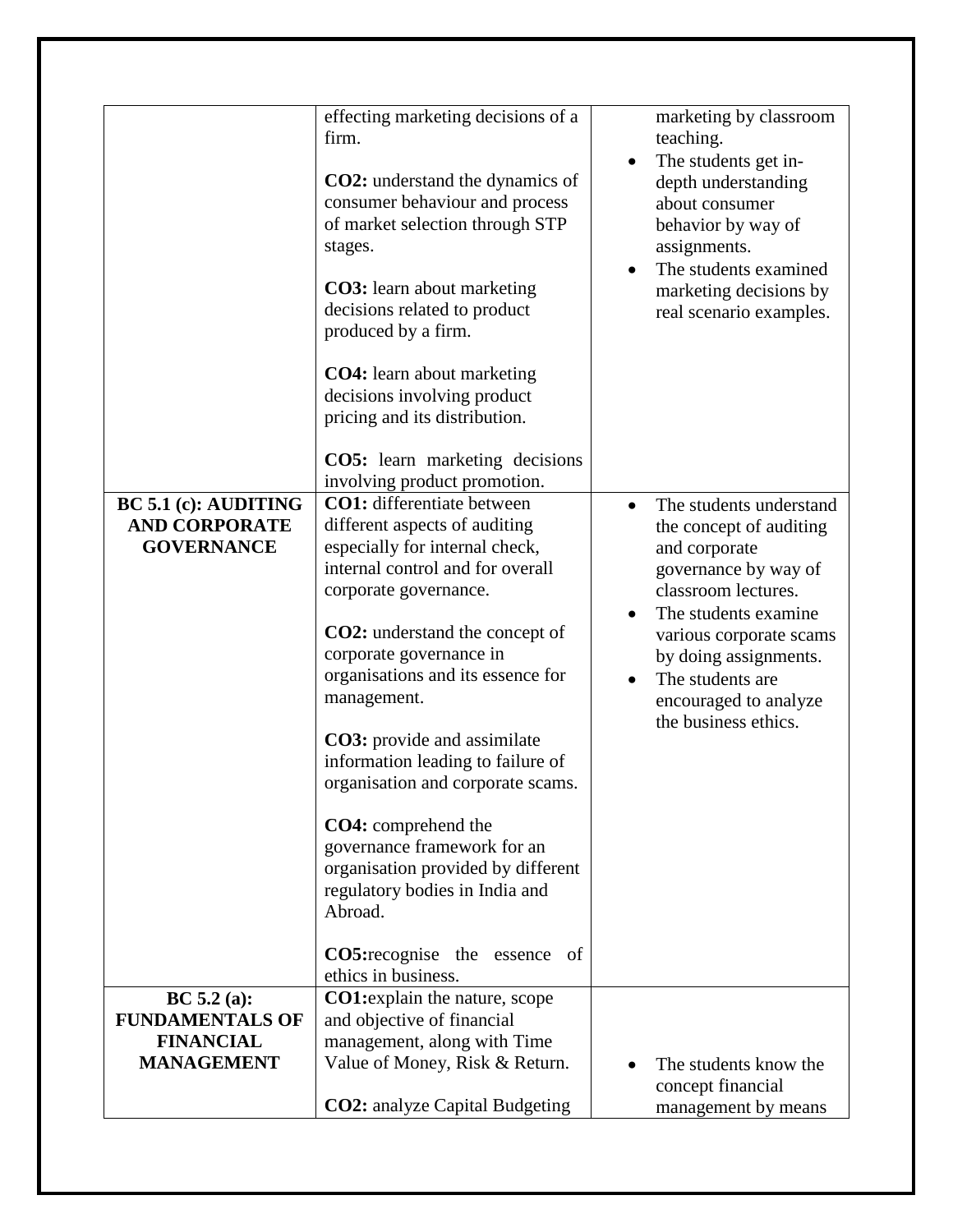| | | |
|---|---|---|
| | effecting marketing decisions of a firm.<br><br>**CO2:** understand the dynamics of consumer behaviour and process of market selection through STP stages.<br><br>**CO3:** learn about marketing decisions related to product produced by a firm.<br><br>**CO4:** learn about marketing decisions involving product pricing and its distribution.<br><br>**CO5:** learn marketing decisions involving product promotion. | marketing by classroom teaching.<br>• The students get in-depth understanding about consumer behavior by way of assignments.<br>• The students examined marketing decisions by real scenario examples. |
| **BC 5.1 (c): AUDITING AND CORPORATE GOVERNANCE** | **CO1:** differentiate between different aspects of auditing especially for internal check, internal control and for overall corporate governance.<br><br>**CO2:** understand the concept of corporate governance in organisations and its essence for management.<br><br>**CO3:** provide and assimilate information leading to failure of organisation and corporate scams.<br><br>**CO4:** comprehend the governance framework for an organisation provided by different regulatory bodies in India and Abroad.<br><br>**CO5:**recognise the essence of ethics in business. | • The students understand the concept of auditing and corporate governance by way of classroom lectures.<br>• The students examine various corporate scams by doing assignments.<br>• The students are encouraged to analyze the business ethics. |
| **BC 5.2 (a): FUNDAMENTALS OF FINANCIAL MANAGEMENT** | **CO1:**explain the nature, scope and objective of financial management, along with Time Value of Money, Risk & Return.<br><br>**CO2:** analyze Capital Budgeting | • The students know the concept financial management by means |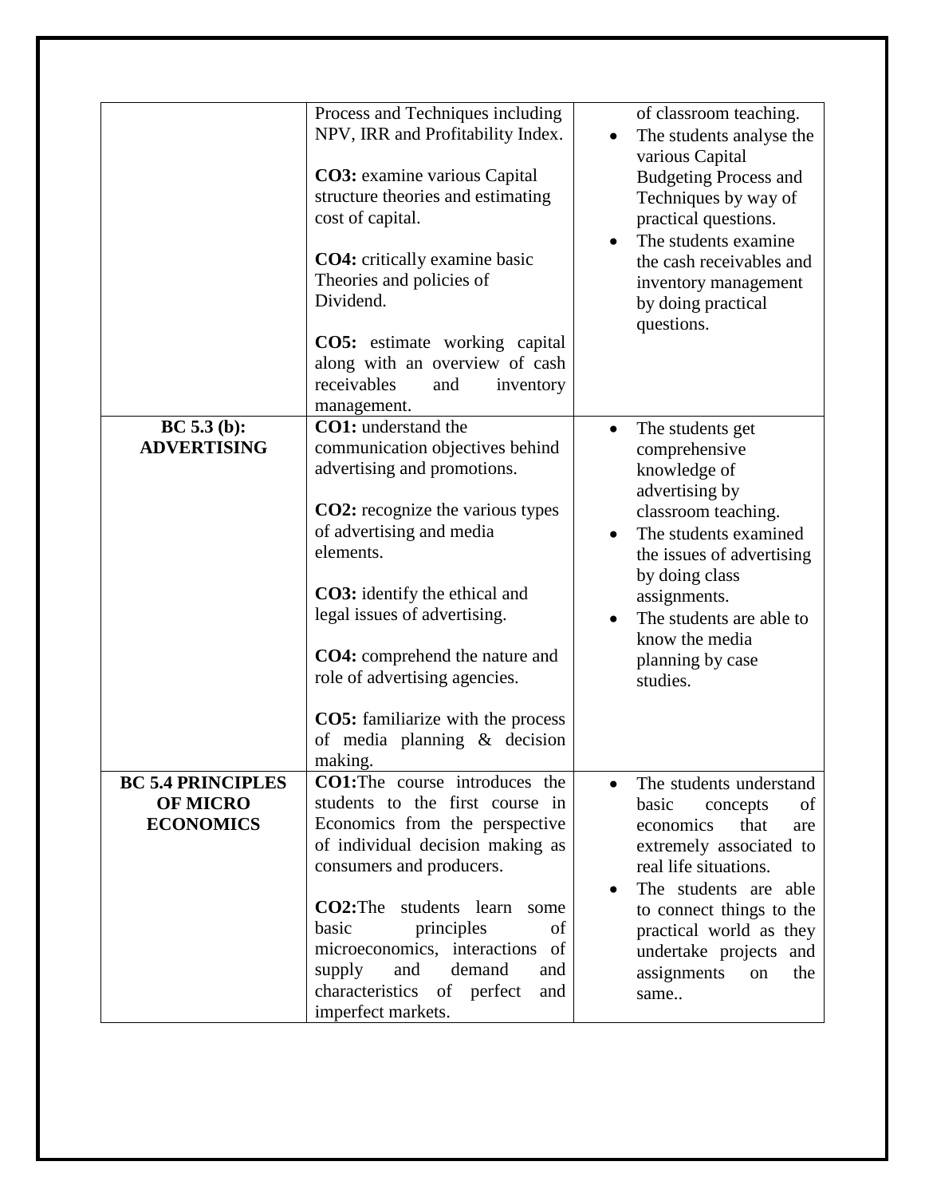| | | |
|---|---|---|
| | Process and Techniques including NPV, IRR and Profitability Index.<br><br>**CO3:** examine various Capital structure theories and estimating cost of capital.<br><br>**CO4:** critically examine basic Theories and policies of Dividend.<br><br>**CO5:** estimate working capital along with an overview of cash receivables and inventory management. | of classroom teaching.<br>• The students analyse the various Capital Budgeting Process and Techniques by way of practical questions.<br>• The students examine the cash receivables and inventory management by doing practical questions. |
| **BC 5.3 (b): ADVERTISING** | **CO1:** understand the communication objectives behind advertising and promotions.<br><br>**CO2:** recognize the various types of advertising and media elements.<br><br>**CO3:** identify the ethical and legal issues of advertising.<br><br>**CO4:** comprehend the nature and role of advertising agencies.<br><br>**CO5:** familiarize with the process of media planning & decision making. | • The students get comprehensive knowledge of advertising by classroom teaching.<br>• The students examined the issues of advertising by doing class assignments.<br>• The students are able to know the media planning by case studies. |
| **BC 5.4 PRINCIPLES OF MICRO ECONOMICS** | **CO1:**The course introduces the students to the first course in Economics from the perspective of individual decision making as consumers and producers.<br><br>**CO2:**The students learn some basic principles of microeconomics, interactions of supply and demand and characteristics of perfect and imperfect markets. | • The students understand basic concepts of economics that are extremely associated to real life situations.<br>• The students are able to connect things to the practical world as they undertake projects and assignments on the same.. |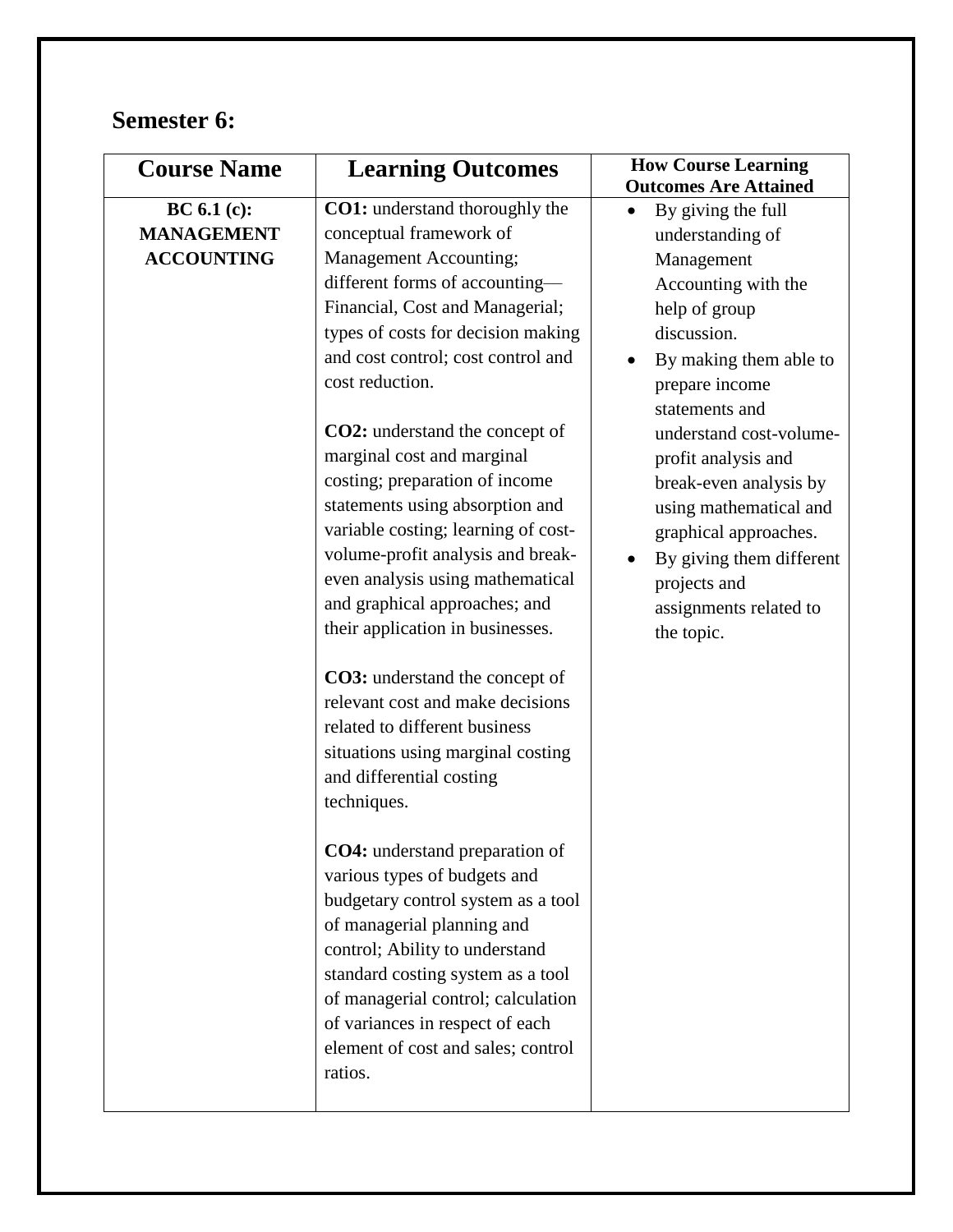## Semester 6:

| Course Name | Learning Outcomes | How Course Learning Outcomes Are Attained |
|---|---|---|
| **BC 6.1 (c): MANAGEMENT ACCOUNTING** | **CO1:** understand thoroughly the conceptual framework of Management Accounting; different forms of accounting—Financial, Cost and Managerial; types of costs for decision making and cost control; cost control and cost reduction.<br><br>**CO2:** understand the concept of marginal cost and marginal costing; preparation of income statements using absorption and variable costing; learning of cost-volume-profit analysis and break-even analysis using mathematical and graphical approaches; and their application in businesses.<br><br>**CO3:** understand the concept of relevant cost and make decisions related to different business situations using marginal costing and differential costing techniques.<br><br>**CO4:** understand preparation of various types of budgets and budgetary control system as a tool of managerial planning and control; Ability to understand standard costing system as a tool of managerial control; calculation of variances in respect of each element of cost and sales; control ratios. | • By giving the full understanding of Management Accounting with the help of group discussion.<br>• By making them able to prepare income statements and understand cost-volume-profit analysis and break-even analysis by using mathematical and graphical approaches.<br>• By giving them different projects and assignments related to the topic. |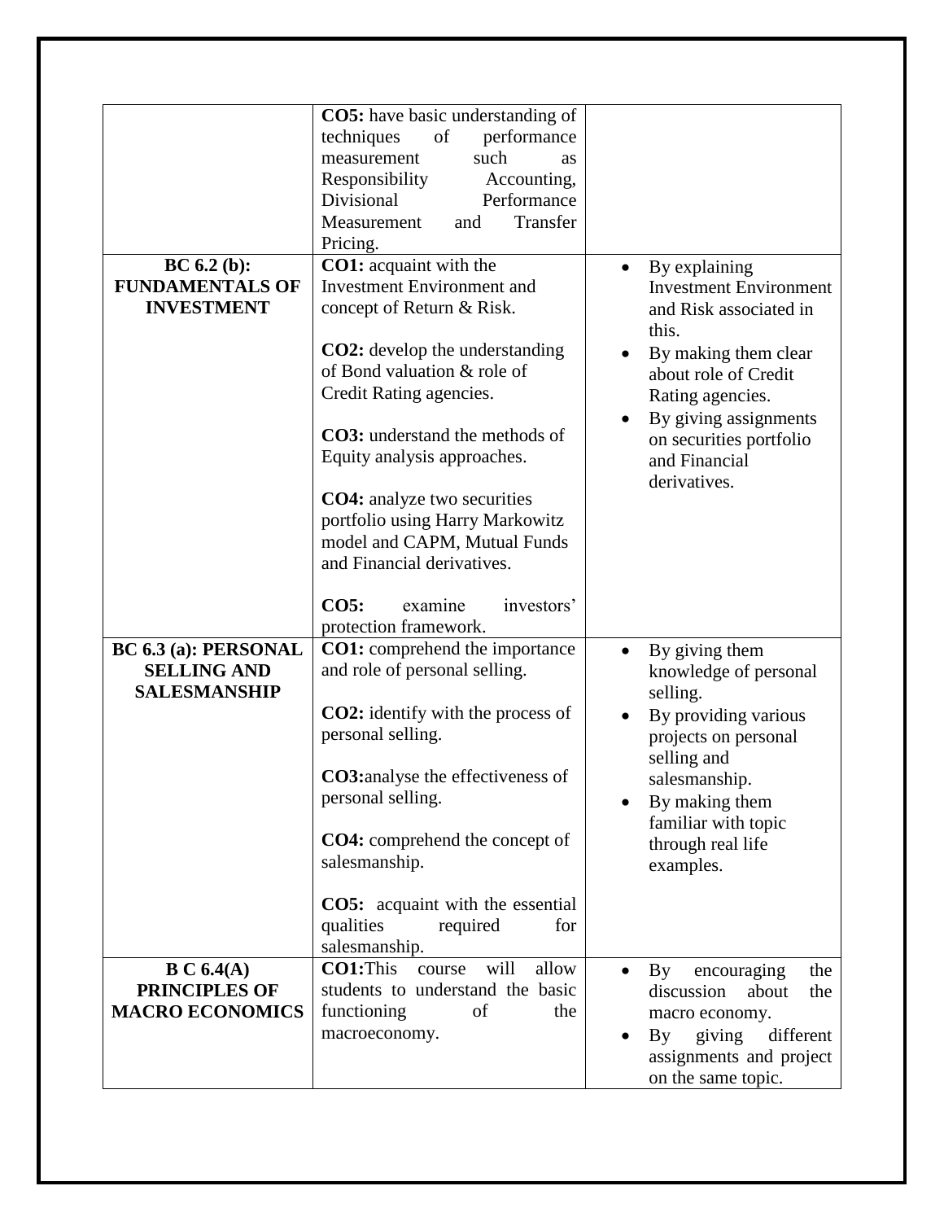| | | |
|---|---|---|
| | **CO5:** have basic understanding of techniques of performance measurement such as Responsibility Accounting, Divisional Performance Measurement and Transfer Pricing. | |
| **BC 6.2 (b): FUNDAMENTALS OF INVESTMENT** | **CO1:** acquaint with the Investment Environment and concept of Return & Risk.<br><br>**CO2:** develop the understanding of Bond valuation & role of Credit Rating agencies.<br><br>**CO3:** understand the methods of Equity analysis approaches.<br><br>**CO4:** analyze two securities portfolio using Harry Markowitz model and CAPM, Mutual Funds and Financial derivatives.<br><br>**CO5:** examine investors' protection framework. | • By explaining Investment Environment and Risk associated in this.<br>• By making them clear about role of Credit Rating agencies.<br>• By giving assignments on securities portfolio and Financial derivatives. |
| **BC 6.3 (a): PERSONAL SELLING AND SALESMANSHIP** | **CO1:** comprehend the importance and role of personal selling.<br><br>**CO2:** identify with the process of personal selling.<br><br>**CO3:**analyse the effectiveness of personal selling.<br><br>**CO4:** comprehend the concept of salesmanship.<br><br>**CO5:** acquaint with the essential qualities required for salesmanship. | • By giving them knowledge of personal selling.<br>• By providing various projects on personal selling and salesmanship.<br>• By making them familiar with topic through real life examples. |
| **B C 6.4(A) PRINCIPLES OF MACRO ECONOMICS** | **CO1:**This course will allow students to understand the basic functioning of the macroeconomy. | • By encouraging the discussion about the macro economy.<br>• By giving different assignments and project on the same topic. |